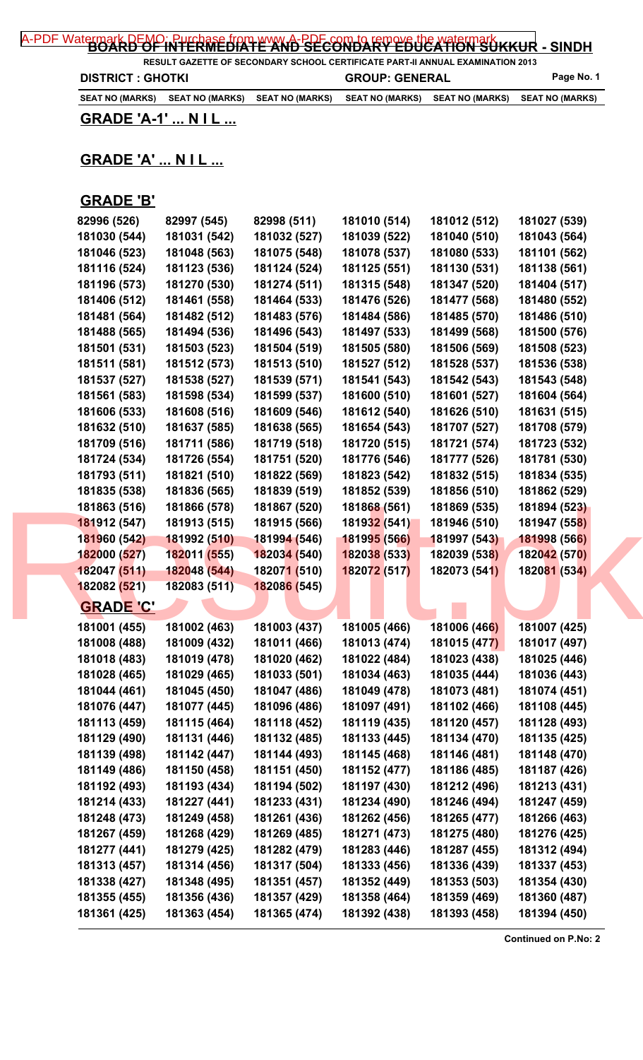# BOARD OF INTERMEDIATE AND SECONDARY EDUCATION SUKKUR - SINDH

**RESULT GAZETTE OF SECONDARY SCHOOL CERTIFICATE PART-II ANNUAL EXAMINATION 2013**

**DISTRICT : GHOTKI** **GROUP: GENERAL**

| SEAT NO (MARKS) | SEAT NO (MARKS) | SEAT NO (MARKS) | SEAT NO (MARKS) | SEAT NO (MARKS) | SEAT NO (MARKS) |
|---|---|---|---|---|---|

## GRADE 'A-1' ... N I L ...

## GRADE 'A' ... N I L ...

## GRADE 'B'

| | | | | | |
|---|---|---|---|---|---|
| 82996 (526) | 82997 (545) | 82998 (511) | 181010 (514) | 181012 (512) | 181027 (539) |
| 181030 (544) | 181031 (542) | 181032 (527) | 181039 (522) | 181040 (510) | 181043 (564) |
| 181046 (523) | 181048 (563) | 181075 (548) | 181078 (537) | 181080 (533) | 181101 (562) |
| 181116 (524) | 181123 (536) | 181124 (524) | 181125 (551) | 181130 (531) | 181138 (561) |
| 181196 (573) | 181270 (530) | 181274 (511) | 181315 (548) | 181347 (520) | 181404 (517) |
| 181406 (512) | 181461 (558) | 181464 (533) | 181476 (526) | 181477 (568) | 181480 (552) |
| 181481 (564) | 181482 (512) | 181483 (576) | 181484 (586) | 181485 (570) | 181486 (510) |
| 181488 (565) | 181494 (536) | 181496 (543) | 181497 (533) | 181499 (568) | 181500 (576) |
| 181501 (531) | 181503 (523) | 181504 (519) | 181505 (580) | 181506 (569) | 181508 (523) |
| 181511 (581) | 181512 (573) | 181513 (510) | 181527 (512) | 181528 (537) | 181536 (538) |
| 181537 (527) | 181538 (527) | 181539 (571) | 181541 (543) | 181542 (543) | 181543 (548) |
| 181561 (583) | 181598 (534) | 181599 (537) | 181600 (510) | 181601 (527) | 181604 (564) |
| 181606 (533) | 181608 (516) | 181609 (546) | 181612 (540) | 181626 (510) | 181631 (515) |
| 181632 (510) | 181637 (585) | 181638 (565) | 181654 (543) | 181707 (527) | 181708 (579) |
| 181709 (516) | 181711 (586) | 181719 (518) | 181720 (515) | 181721 (574) | 181723 (532) |
| 181724 (534) | 181726 (554) | 181751 (520) | 181776 (546) | 181777 (526) | 181781 (530) |
| 181793 (511) | 181821 (510) | 181822 (569) | 181823 (542) | 181832 (515) | 181834 (535) |
| 181835 (538) | 181836 (565) | 181839 (519) | 181852 (539) | 181856 (510) | 181862 (529) |
| 181863 (516) | 181866 (578) | 181867 (520) | 181868 (561) | 181869 (535) | 181894 (523) |
| 181912 (547) | 181913 (515) | 181915 (566) | 181932 (541) | 181946 (510) | 181947 (558) |
| 181960 (542) | 181992 (510) | 181994 (546) | 181995 (566) | 181997 (543) | 181998 (566) |
| 182000 (527) | 182011 (555) | 182034 (540) | 182038 (533) | 182039 (538) | 182042 (570) |
| 182047 (511) | 182048 (544) | 182071 (510) | 182072 (517) | 182073 (541) | 182081 (534) |
| 182082 (521) | 182083 (511) | 182086 (545) | | | |

## GRADE 'C'

| | | | | | |
|---|---|---|---|---|---|
| 181001 (455) | 181002 (463) | 181003 (437) | 181005 (466) | 181006 (466) | 181007 (425) |
| 181008 (488) | 181009 (432) | 181011 (466) | 181013 (474) | 181015 (477) | 181017 (497) |
| 181018 (483) | 181019 (478) | 181020 (462) | 181022 (484) | 181023 (438) | 181025 (446) |
| 181028 (465) | 181029 (465) | 181033 (501) | 181034 (463) | 181035 (444) | 181036 (443) |
| 181044 (461) | 181045 (450) | 181047 (486) | 181049 (478) | 181073 (481) | 181074 (451) |
| 181076 (447) | 181077 (445) | 181096 (486) | 181097 (491) | 181102 (466) | 181108 (445) |
| 181113 (459) | 181115 (464) | 181118 (452) | 181119 (435) | 181120 (457) | 181128 (493) |
| 181129 (490) | 181131 (446) | 181132 (485) | 181133 (445) | 181134 (470) | 181135 (425) |
| 181139 (498) | 181142 (447) | 181144 (493) | 181145 (468) | 181146 (481) | 181148 (470) |
| 181149 (486) | 181150 (458) | 181151 (450) | 181152 (477) | 181186 (485) | 181187 (426) |
| 181192 (493) | 181193 (434) | 181194 (502) | 181197 (430) | 181212 (496) | 181213 (431) |
| 181214 (433) | 181227 (441) | 181233 (431) | 181234 (490) | 181246 (494) | 181247 (459) |
| 181248 (473) | 181249 (458) | 181261 (436) | 181262 (456) | 181265 (477) | 181266 (463) |
| 181267 (459) | 181268 (429) | 181269 (485) | 181271 (473) | 181275 (480) | 181276 (425) |
| 181277 (441) | 181279 (425) | 181282 (479) | 181283 (446) | 181287 (455) | 181312 (494) |
| 181313 (457) | 181314 (456) | 181317 (504) | 181333 (456) | 181336 (439) | 181337 (453) |
| 181338 (427) | 181348 (495) | 181351 (457) | 181352 (449) | 181353 (503) | 181354 (430) |
| 181355 (455) | 181356 (436) | 181357 (429) | 181358 (464) | 181359 (469) | 181360 (487) |
| 181361 (425) | 181363 (454) | 181365 (474) | 181392 (438) | 181393 (458) | 181394 (450) |

**Continued on P.No: 2**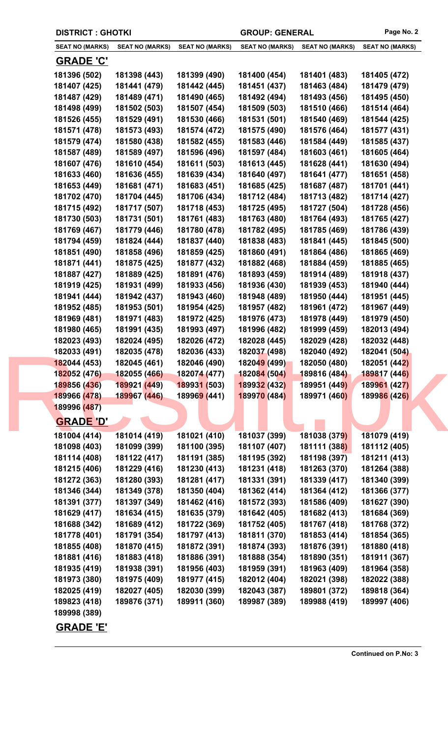DISTRICT : GHOTKI | GROUP: GENERAL

| SEAT NO (MARKS) | SEAT NO (MARKS) | SEAT NO (MARKS) | SEAT NO (MARKS) | SEAT NO (MARKS) | SEAT NO (MARKS) |
|---|---|---|---|---|---|
| **GRADE 'C'** | | | | | |
| 181396 (502) | 181398 (443) | 181399 (490) | 181400 (454) | 181401 (483) | 181405 (472) |
| 181407 (425) | 181441 (479) | 181442 (445) | 181451 (437) | 181463 (484) | 181479 (479) |
| 181487 (429) | 181489 (471) | 181490 (465) | 181492 (494) | 181493 (456) | 181495 (450) |
| 181498 (499) | 181502 (503) | 181507 (454) | 181509 (503) | 181510 (466) | 181514 (464) |
| 181526 (455) | 181529 (491) | 181530 (466) | 181531 (501) | 181540 (469) | 181544 (425) |
| 181571 (478) | 181573 (493) | 181574 (472) | 181575 (490) | 181576 (464) | 181577 (431) |
| 181579 (474) | 181580 (438) | 181582 (455) | 181583 (446) | 181584 (449) | 181585 (437) |
| 181587 (489) | 181589 (497) | 181596 (496) | 181597 (484) | 181603 (461) | 181605 (464) |
| 181607 (476) | 181610 (454) | 181611 (503) | 181613 (445) | 181628 (441) | 181630 (494) |
| 181633 (460) | 181636 (455) | 181639 (434) | 181640 (497) | 181641 (477) | 181651 (458) |
| 181653 (449) | 181681 (471) | 181683 (451) | 181685 (425) | 181687 (487) | 181701 (441) |
| 181702 (470) | 181704 (445) | 181706 (434) | 181712 (484) | 181713 (482) | 181714 (427) |
| 181715 (492) | 181717 (507) | 181718 (453) | 181725 (495) | 181727 (504) | 181728 (456) |
| 181730 (503) | 181731 (501) | 181761 (483) | 181763 (480) | 181764 (493) | 181765 (427) |
| 181769 (467) | 181779 (446) | 181780 (478) | 181782 (495) | 181785 (469) | 181786 (439) |
| 181794 (459) | 181824 (444) | 181837 (440) | 181838 (483) | 181841 (445) | 181845 (500) |
| 181851 (490) | 181858 (496) | 181859 (425) | 181860 (491) | 181864 (486) | 181865 (469) |
| 181871 (441) | 181875 (425) | 181877 (432) | 181882 (468) | 181884 (459) | 181885 (465) |
| 181887 (427) | 181889 (425) | 181891 (476) | 181893 (459) | 181914 (489) | 181918 (437) |
| 181919 (425) | 181931 (499) | 181933 (456) | 181936 (430) | 181939 (453) | 181940 (444) |
| 181941 (444) | 181942 (437) | 181943 (460) | 181948 (489) | 181950 (444) | 181951 (445) |
| 181952 (485) | 181953 (501) | 181954 (425) | 181957 (482) | 181961 (472) | 181967 (449) |
| 181969 (481) | 181971 (483) | 181972 (425) | 181976 (473) | 181978 (449) | 181979 (450) |
| 181980 (465) | 181991 (435) | 181993 (497) | 181996 (482) | 181999 (459) | 182013 (494) |
| 182023 (493) | 182024 (495) | 182026 (472) | 182028 (445) | 182029 (428) | 182032 (448) |
| 182033 (491) | 182035 (478) | 182036 (433) | 182037 (498) | 182040 (492) | 182041 (504) |
| 182044 (453) | 182045 (461) | 182046 (490) | 182049 (499) | 182050 (480) | 182051 (442) |
| 182052 (476) | 182055 (466) | 182074 (477) | 182084 (504) | 189816 (484) | 189817 (446) |
| 189856 (436) | 189921 (449) | 189931 (503) | 189932 (432) | 189951 (449) | 189961 (427) |
| 189966 (478) | 189967 (446) | 189969 (441) | 189970 (484) | 189971 (460) | 189986 (426) |
| 189996 (487) | | | | | |
| **GRADE 'D'** | | | | | |
| 181004 (414) | 181014 (419) | 181021 (410) | 181037 (399) | 181038 (379) | 181079 (419) |
| 181098 (403) | 181099 (399) | 181100 (395) | 181107 (407) | 181111 (388) | 181112 (405) |
| 181114 (408) | 181122 (417) | 181191 (385) | 181195 (392) | 181198 (397) | 181211 (413) |
| 181215 (406) | 181229 (416) | 181230 (413) | 181231 (418) | 181263 (370) | 181264 (388) |
| 181272 (363) | 181280 (393) | 181281 (417) | 181331 (391) | 181339 (417) | 181340 (399) |
| 181346 (344) | 181349 (378) | 181350 (404) | 181362 (414) | 181364 (412) | 181366 (377) |
| 181391 (377) | 181397 (349) | 181462 (416) | 181572 (393) | 181586 (409) | 181627 (390) |
| 181629 (417) | 181634 (415) | 181635 (379) | 181642 (405) | 181682 (413) | 181684 (369) |
| 181688 (342) | 181689 (412) | 181722 (369) | 181752 (405) | 181767 (418) | 181768 (372) |
| 181778 (401) | 181791 (354) | 181797 (413) | 181811 (370) | 181853 (414) | 181854 (365) |
| 181855 (408) | 181870 (415) | 181872 (391) | 181874 (393) | 181876 (391) | 181880 (418) |
| 181881 (416) | 181883 (418) | 181886 (391) | 181888 (354) | 181890 (351) | 181911 (367) |
| 181935 (419) | 181938 (391) | 181956 (403) | 181959 (391) | 181963 (409) | 181964 (358) |
| 181973 (380) | 181975 (409) | 181977 (415) | 182012 (404) | 182021 (398) | 182022 (388) |
| 182025 (419) | 182027 (405) | 182030 (399) | 182043 (387) | 189801 (372) | 189818 (364) |
| 189823 (418) | 189876 (371) | 189911 (360) | 189987 (389) | 189988 (419) | 189997 (406) |
| 189998 (389) | | | | | |

**GRADE 'E'**

Continued on P.No: 3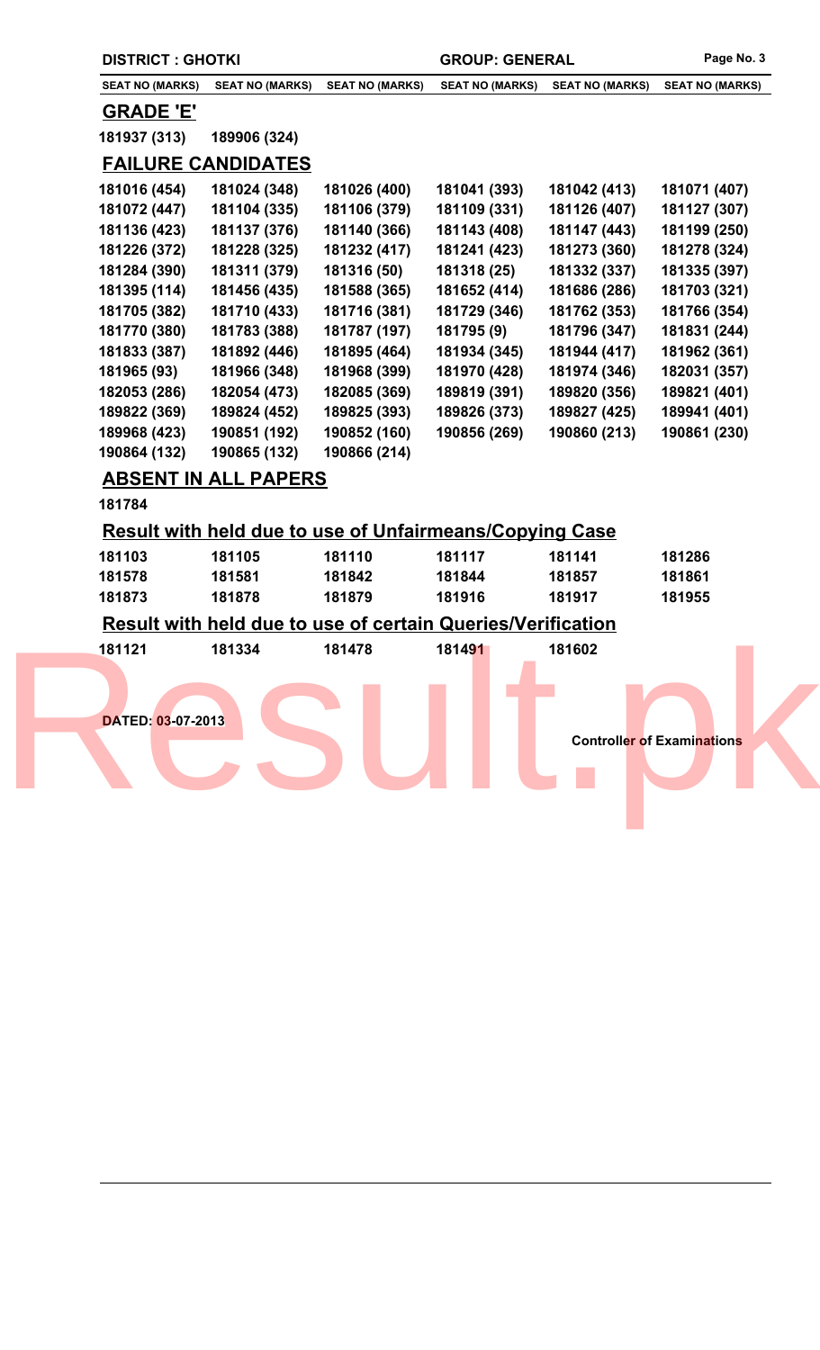DISTRICT : GHOTKI | GROUP: GENERAL

| SEAT NO (MARKS) | SEAT NO (MARKS) | SEAT NO (MARKS) | SEAT NO (MARKS) | SEAT NO (MARKS) | SEAT NO (MARKS) |
|---|---|---|---|---|---|

## GRADE 'E'

| | | | | | |
|---|---|---|---|---|---|
| 181937 (313) | 189906 (324) | | | | |

## FAILURE CANDIDATES

| | | | | | |
|---|---|---|---|---|---|
| 181016 (454) | 181024 (348) | 181026 (400) | 181041 (393) | 181042 (413) | 181071 (407) |
| 181072 (447) | 181104 (335) | 181106 (379) | 181109 (331) | 181126 (407) | 181127 (307) |
| 181136 (423) | 181137 (376) | 181140 (366) | 181143 (408) | 181147 (443) | 181199 (250) |
| 181226 (372) | 181228 (325) | 181232 (417) | 181241 (423) | 181273 (360) | 181278 (324) |
| 181284 (390) | 181311 (379) | 181316 (50) | 181318 (25) | 181332 (337) | 181335 (397) |
| 181395 (114) | 181456 (435) | 181588 (365) | 181652 (414) | 181686 (286) | 181703 (321) |
| 181705 (382) | 181710 (433) | 181716 (381) | 181729 (346) | 181762 (353) | 181766 (354) |
| 181770 (380) | 181783 (388) | 181787 (197) | 181795 (9) | 181796 (347) | 181831 (244) |
| 181833 (387) | 181892 (446) | 181895 (464) | 181934 (345) | 181944 (417) | 181962 (361) |
| 181965 (93) | 181966 (348) | 181968 (399) | 181970 (428) | 181974 (346) | 182031 (357) |
| 182053 (286) | 182054 (473) | 182085 (369) | 189819 (391) | 189820 (356) | 189821 (401) |
| 189822 (369) | 189824 (452) | 189825 (393) | 189826 (373) | 189827 (425) | 189941 (401) |
| 189968 (423) | 190851 (192) | 190852 (160) | 190856 (269) | 190860 (213) | 190861 (230) |
| 190864 (132) | 190865 (132) | 190866 (214) | | | |

## ABSENT IN ALL PAPERS

181784

## Result with held due to use of Unfairmeans/Copying Case

| | | | | | |
|---|---|---|---|---|---|
| 181103 | 181105 | 181110 | 181117 | 181141 | 181286 |
| 181578 | 181581 | 181842 | 181844 | 181857 | 181861 |
| 181873 | 181878 | 181879 | 181916 | 181917 | 181955 |

## Result with held due to use of certain Queries/Verification

| | | | | |
|---|---|---|---|---|
| 181121 | 181334 | 181478 | 181491 | 181602 |

DATED: 03-07-2013

Controller of Examinations